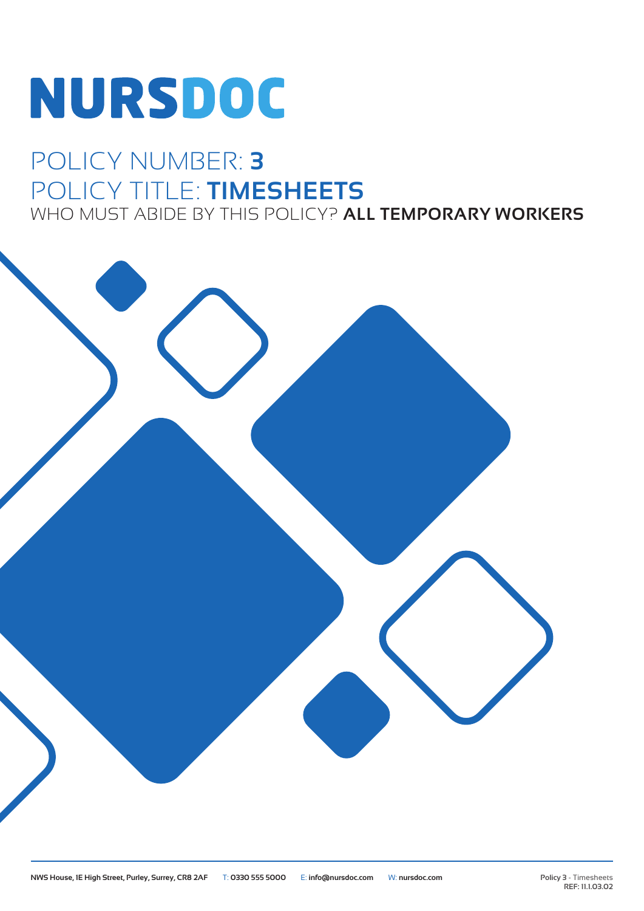# NURSDOC

## POLICY NUMBER: **3**
## POLICY TITLE: **TIMESHEETS**
### WHO MUST ABIDE BY THIS POLICY? **ALL TEMPORARY WORKERS**

**NWS House, 1E High Street, Purley, Surrey, CR8 2AF** T: **0330 555 5000** E: **info@nursdoc.com** W: **nursdoc.com**

**Policy 3** - Timesheets
**REF: 11.1.03.02**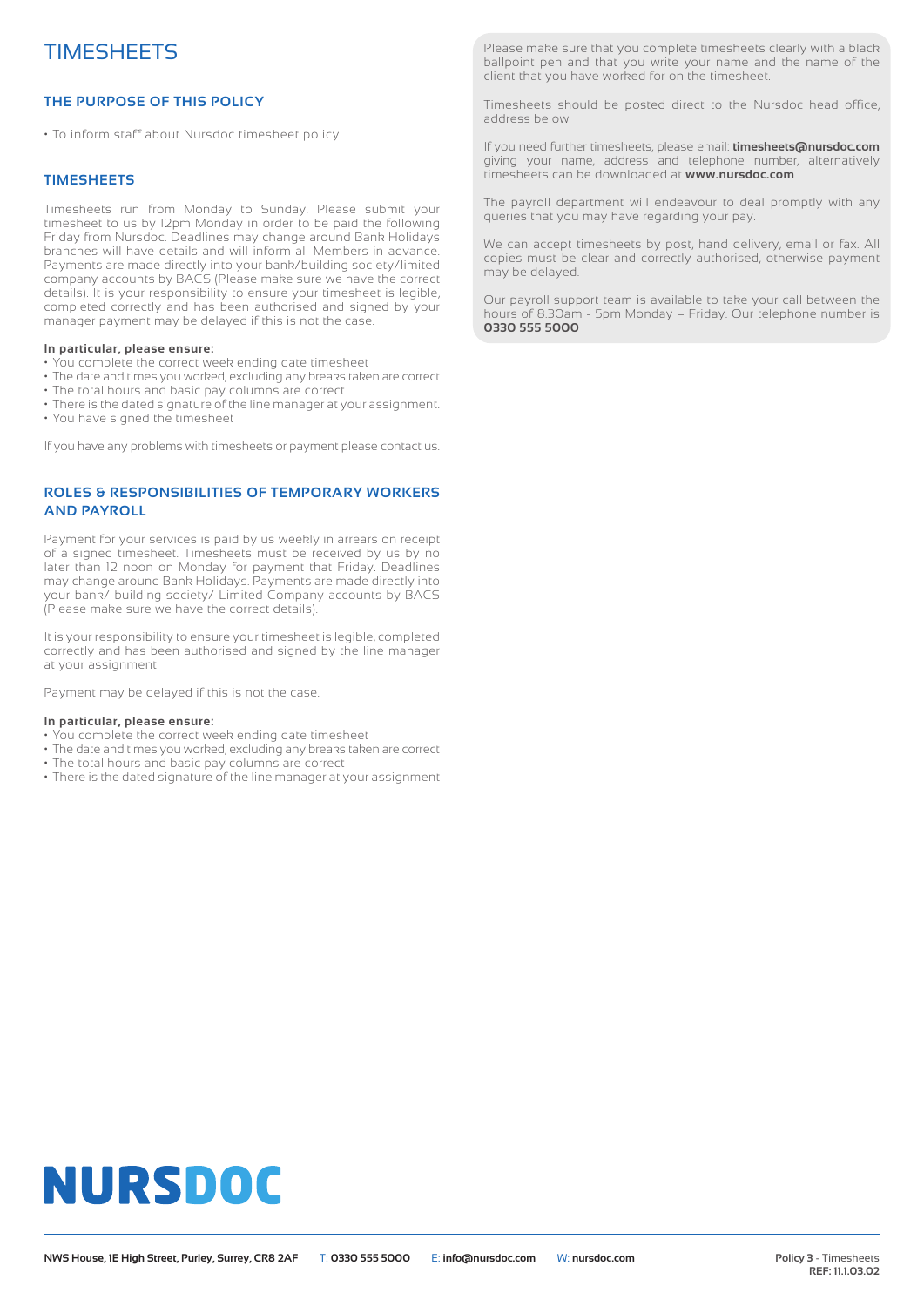# TIMESHEETS

## THE PURPOSE OF THIS POLICY

- To inform staff about Nursdoc timesheet policy.

## TIMESHEETS

Timesheets run from Monday to Sunday. Please submit your timesheet to us by 12pm Monday in order to be paid the following Friday from Nursdoc. Deadlines may change around Bank Holidays branches will have details and will inform all Members in advance. Payments are made directly into your bank/building society/limited company accounts by BACS (Please make sure we have the correct details). It is your responsibility to ensure your timesheet is legible, completed correctly and has been authorised and signed by your manager payment may be delayed if this is not the case.

**In particular, please ensure:**

- You complete the correct week ending date timesheet
- The date and times you worked, excluding any breaks taken are correct
- The total hours and basic pay columns are correct
- There is the dated signature of the line manager at your assignment.
- You have signed the timesheet

If you have any problems with timesheets or payment please contact us.

## ROLES & RESPONSIBILITIES OF TEMPORARY WORKERS AND PAYROLL

Payment for your services is paid by us weekly in arrears on receipt of a signed timesheet. Timesheets must be received by us by no later than 12 noon on Monday for payment that Friday. Deadlines may change around Bank Holidays. Payments are made directly into your bank/ building society/ Limited Company accounts by BACS (Please make sure we have the correct details).

It is your responsibility to ensure your timesheet is legible, completed correctly and has been authorised and signed by the line manager at your assignment.

Payment may be delayed if this is not the case.

**In particular, please ensure:**

- You complete the correct week ending date timesheet
- The date and times you worked, excluding any breaks taken are correct
- The total hours and basic pay columns are correct
- There is the dated signature of the line manager at your assignment

Please make sure that you complete timesheets clearly with a black ballpoint pen and that you write your name and the name of the client that you have worked for on the timesheet.

Timesheets should be posted direct to the Nursdoc head office, address below

If you need further timesheets, please email: **timesheets@nursdoc.com** giving your name, address and telephone number, alternatively timesheets can be downloaded at **www.nursdoc.com**

The payroll department will endeavour to deal promptly with any queries that you may have regarding your pay.

We can accept timesheets by post, hand delivery, email or fax. All copies must be clear and correctly authorised, otherwise payment may be delayed.

Our payroll support team is available to take your call between the hours of 8.30am - 5pm Monday – Friday. Our telephone number is **0330 555 5000**

**NURSDOC**

**NWS House, 1E High Street, Purley, Surrey, CR8 2AF** T: **0330 555 5000** E: **info@nursdoc.com** W: **nursdoc.com**

**Policy 3** - Timesheets
**REF: 11.1.03.02**